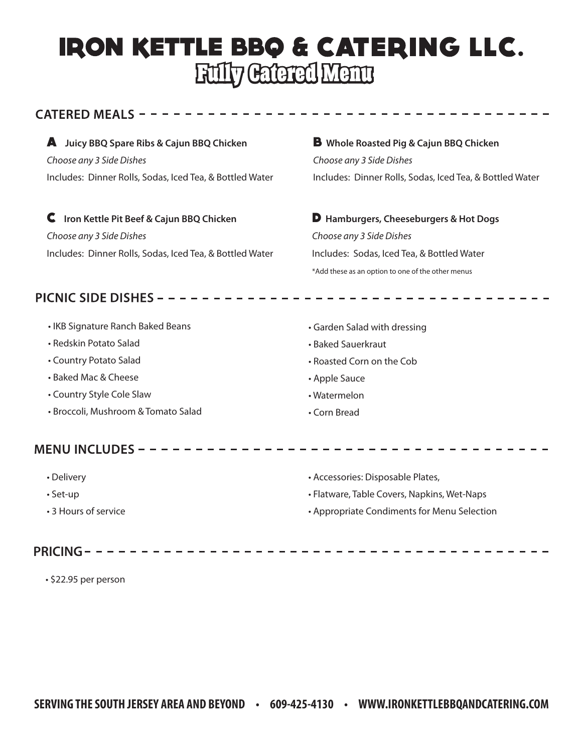# IRON KETTLE BBQ & CATERING LLC.

## Fully Catered Menu

## CATERED MEALS

**A Juicy BBQ Spare Ribs & Cajun BBQ Chicken**

*Choose any 3 Side Dishes*

Includes: Dinner Rolls, Sodas, Iced Tea, & Bottled Water

**B Whole Roasted Pig & Cajun BBQ Chicken**

*Choose any 3 Side Dishes*

Includes: Dinner Rolls, Sodas, Iced Tea, & Bottled Water

**C Iron Kettle Pit Beef & Cajun BBQ Chicken**

*Choose any 3 Side Dishes*

Includes: Dinner Rolls, Sodas, Iced Tea, & Bottled Water

**D Hamburgers, Cheeseburgers & Hot Dogs**

*Choose any 3 Side Dishes*

Includes: Sodas, Iced Tea, & Bottled Water

*Add these as an option to one of the other menus

## PICNIC SIDE DISHES

- IKB Signature Ranch Baked Beans
- Redskin Potato Salad
- Country Potato Salad
- Baked Mac & Cheese
- Country Style Cole Slaw
- Broccoli, Mushroom & Tomato Salad
- Garden Salad with dressing
- Baked Sauerkraut
- Roasted Corn on the Cob
- Apple Sauce
- Watermelon
- Corn Bread

## MENU INCLUDES

- Delivery
- Set-up
- 3 Hours of service
- Accessories: Disposable Plates,
- Flatware, Table Covers, Napkins, Wet-Naps
- Appropriate Condiments for Menu Selection

## PRICING

- $22.95 per person

**SERVING THE SOUTH JERSEY AREA AND BEYOND • 609-425-4130 • WWW.IRONKETTLEBBQANDCATERING.COM**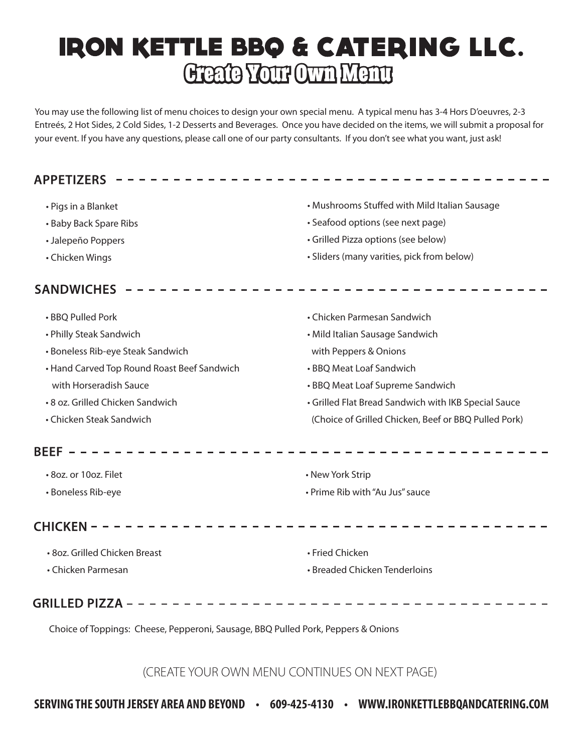# IRON KETTLE BBQ & CATERING LLC.

## Create Your Own Menu

You may use the following list of menu choices to design your own special menu. A typical menu has 3-4 Hors D'oeuvres, 2-3 Entreés, 2 Hot Sides, 2 Cold Sides, 1-2 Desserts and Beverages. Once you have decided on the items, we will submit a proposal for your event. If you have any questions, please call one of our party consultants. If you don't see what you want, just ask!

### APPETIZERS

- Pigs in a Blanket
- Baby Back Spare Ribs
- Jalepeño Poppers
- Chicken Wings
- Mushrooms Stuffed with Mild Italian Sausage
- Seafood options (see next page)
- Grilled Pizza options (see below)
- Sliders (many varities, pick from below)

### SANDWICHES

- BBQ Pulled Pork
- Philly Steak Sandwich
- Boneless Rib-eye Steak Sandwich
- Hand Carved Top Round Roast Beef Sandwich with Horseradish Sauce
- 8 oz. Grilled Chicken Sandwich
- Chicken Steak Sandwich
- Chicken Parmesan Sandwich
- Mild Italian Sausage Sandwich with Peppers & Onions
- BBQ Meat Loaf Sandwich
- BBQ Meat Loaf Supreme Sandwich
- Grilled Flat Bread Sandwich with IKB Special Sauce (Choice of Grilled Chicken, Beef or BBQ Pulled Pork)

### BEEF

- 8oz. or 10oz. Filet
- Boneless Rib-eye
- New York Strip
- Prime Rib with "Au Jus" sauce

### CHICKEN

- 8oz. Grilled Chicken Breast
- Chicken Parmesan
- Fried Chicken
- Breaded Chicken Tenderloins

### GRILLED PIZZA

Choice of Toppings: Cheese, Pepperoni, Sausage, BBQ Pulled Pork, Peppers & Onions

(CREATE YOUR OWN MENU CONTINUES ON NEXT PAGE)

**SERVING THE SOUTH JERSEY AREA AND BEYOND • 609-425-4130 • WWW.IRONKETTLEBBQANDCATERING.COM**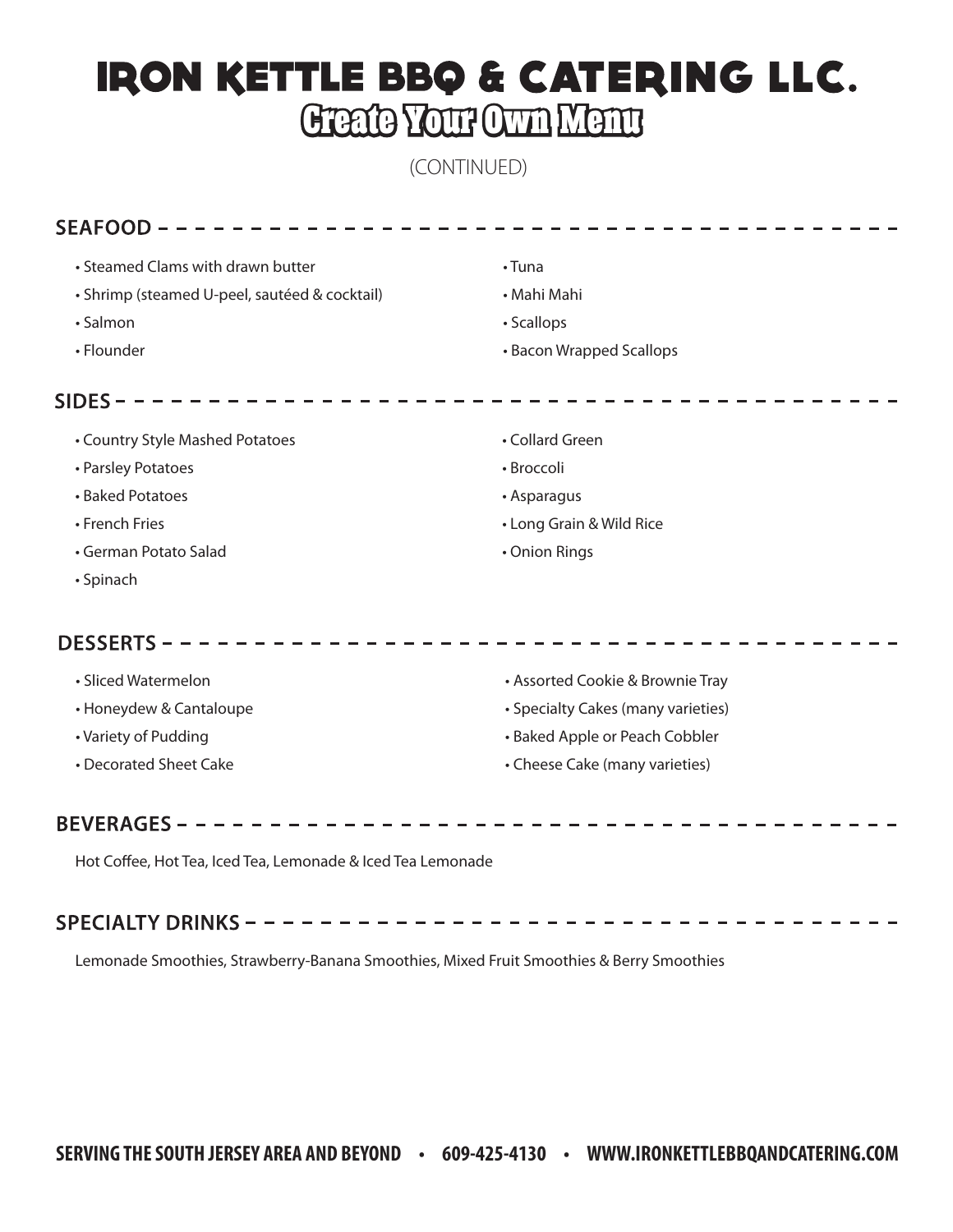# IRON KETTLE BBQ & CATERING LLC.

## Create Your Own Menu

(CONTINUED)

## SEAFOOD

- Steamed Clams with drawn butter
- Shrimp (steamed U-peel, sautéed & cocktail)
- Salmon
- Flounder
- Tuna
- Mahi Mahi
- Scallops
- Bacon Wrapped Scallops

## SIDES

- Country Style Mashed Potatoes
- Parsley Potatoes
- Baked Potatoes
- French Fries
- German Potato Salad
- Spinach
- Collard Green
- Broccoli
- Asparagus
- Long Grain & Wild Rice
- Onion Rings

## DESSERTS

- Sliced Watermelon
- Honeydew & Cantaloupe
- Variety of Pudding
- Decorated Sheet Cake
- Assorted Cookie & Brownie Tray
- Specialty Cakes (many varieties)
- Baked Apple or Peach Cobbler
- Cheese Cake (many varieties)

## BEVERAGES

Hot Coffee, Hot Tea, Iced Tea, Lemonade & Iced Tea Lemonade

## SPECIALTY DRINKS

Lemonade Smoothies, Strawberry-Banana Smoothies, Mixed Fruit Smoothies & Berry Smoothies

**SERVING THE SOUTH JERSEY AREA AND BEYOND • 609-425-4130 • WWW.IRONKETTLEBBQANDCATERING.COM**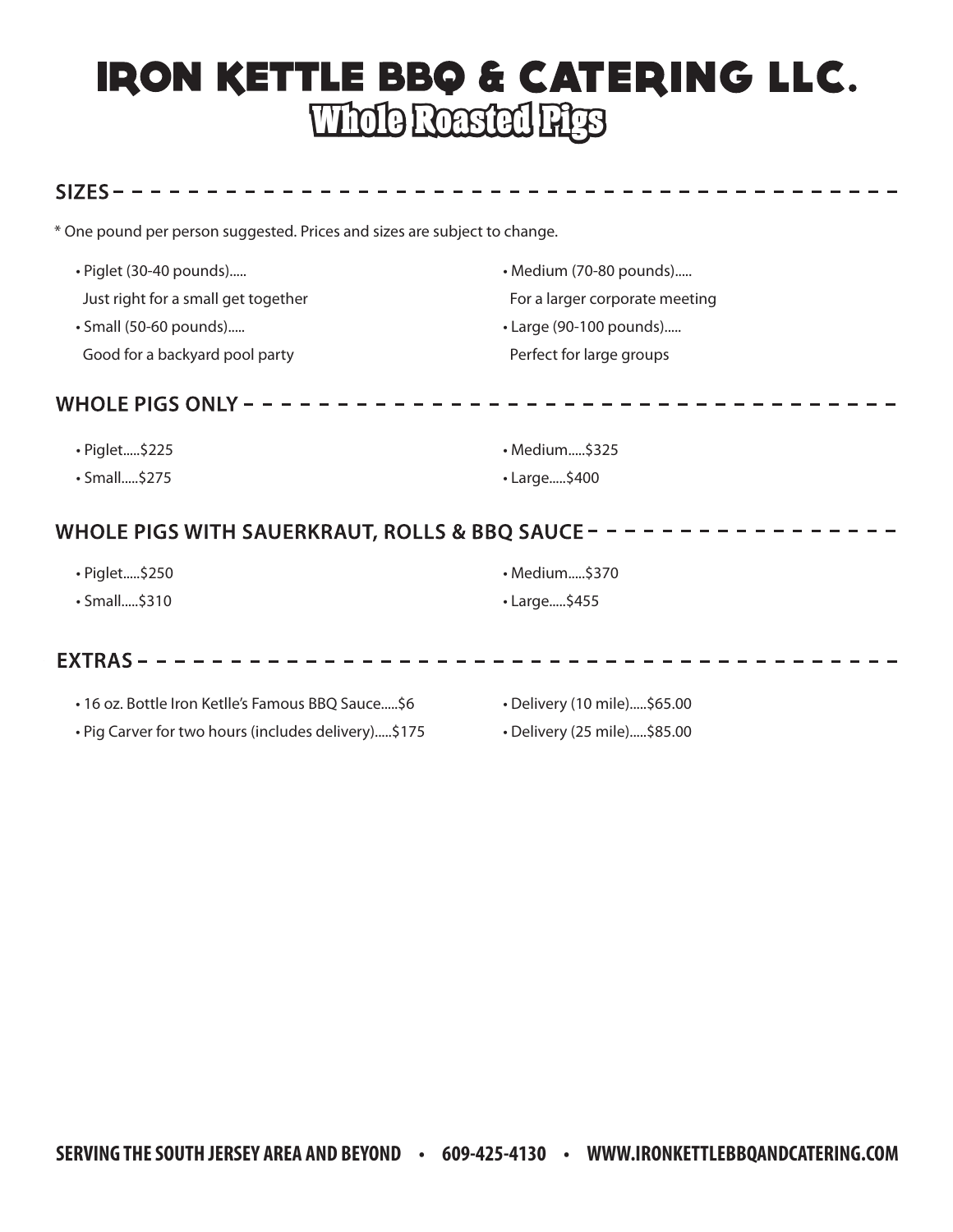# IRON KETTLE BBQ & CATERING LLC.

## Whole Roasted Pigs

### SIZES

* One pound per person suggested. Prices and sizes are subject to change.

- Piglet (30-40 pounds).....
  Just right for a small get together
- Small (50-60 pounds).....
  Good for a backyard pool party
- Medium (70-80 pounds).....
  For a larger corporate meeting
- Large (90-100 pounds).....
  Perfect for large groups

### WHOLE PIGS ONLY

- Piglet.....$225
- Small.....$275
- Medium.....$325
- Large.....$400

### WHOLE PIGS WITH SAUERKRAUT, ROLLS & BBQ SAUCE

- Piglet.....$250
- Small.....$310
- Medium.....$370
- Large.....$455

### EXTRAS

- 16 oz. Bottle Iron Ketlle's Famous BBQ Sauce.....$6
- Pig Carver for two hours (includes delivery).....$175
- Delivery (10 mile).....$65.00
- Delivery (25 mile).....$85.00

**SERVING THE SOUTH JERSEY AREA AND BEYOND • 609-425-4130 • WWW.IRONKETTLEBBQANDCATERING.COM**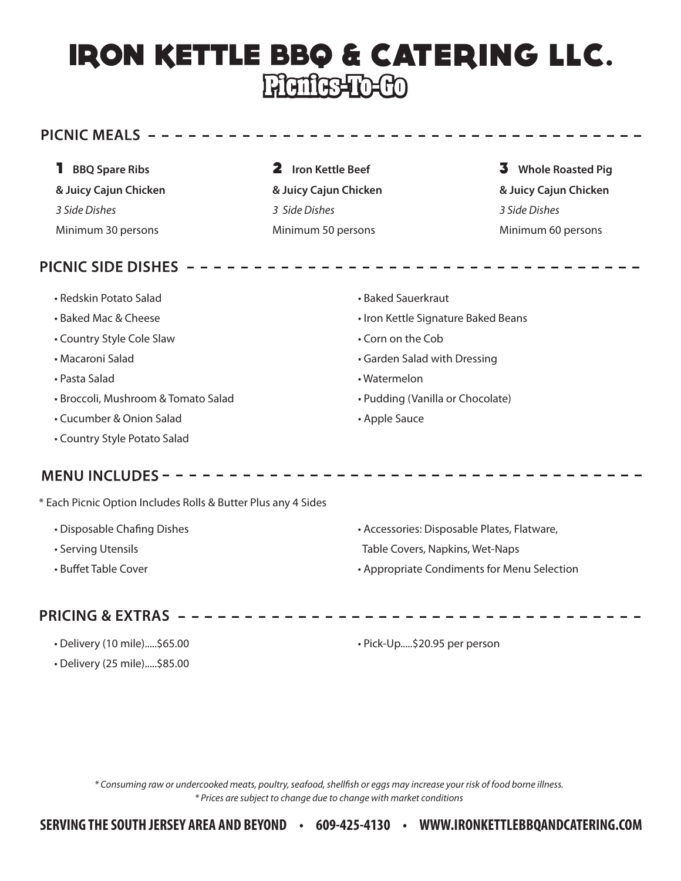# IRON KETTLE BBQ & CATERING LLC.

## Picnics-To-Go

## PICNIC MEALS

**1 BBQ Spare Ribs**
**& Juicy Cajun Chicken**
*3 Side Dishes*
Minimum 30 persons

**2 Iron Kettle Beef**
**& Juicy Cajun Chicken**
*3 Side Dishes*
Minimum 50 persons

**3 Whole Roasted Pig**
**& Juicy Cajun Chicken**
*3 Side Dishes*
Minimum 60 persons

## PICNIC SIDE DISHES

- Redskin Potato Salad
- Baked Mac & Cheese
- Country Style Cole Slaw
- Macaroni Salad
- Pasta Salad
- Broccoli, Mushroom & Tomato Salad
- Cucumber & Onion Salad
- Country Style Potato Salad
- Baked Sauerkraut
- Iron Kettle Signature Baked Beans
- Corn on the Cob
- Garden Salad with Dressing
- Watermelon
- Pudding (Vanilla or Chocolate)
- Apple Sauce

## MENU INCLUDES

* Each Picnic Option Includes Rolls & Butter Plus any 4 Sides

- Disposable Chafing Dishes
- Serving Utensils
- Buffet Table Cover
- Accessories: Disposable Plates, Flatware, Table Covers, Napkins, Wet-Naps
- Appropriate Condiments for Menu Selection

## PRICING & EXTRAS

- Delivery (10 mile).....$65.00
- Delivery (25 mile).....$85.00
- Pick-Up.....$20.95 per person

*\* Consuming raw or undercooked meats, poultry, seafood, shellfish or eggs may increase your risk of food borne illness.*
*\* Prices are subject to change due to change with market conditions*

**SERVING THE SOUTH JERSEY AREA AND BEYOND • 609-425-4130 • WWW.IRONKETTLEBBQANDCATERING.COM**